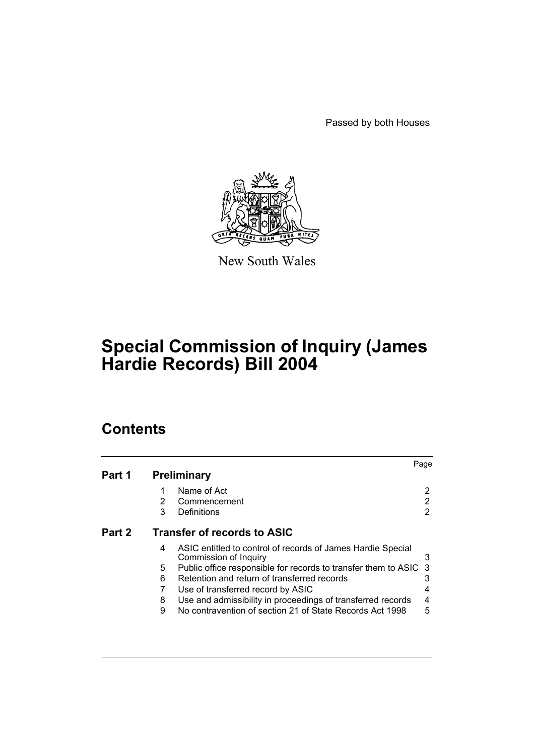Passed by both Houses

New South Wales

# Special Commission of Inquiry (James Hardie Records) Bill 2004

## Contents

| | | | Page |
|---|---|---|---|
| **Part 1** | **Preliminary** | | |
| | 1 | Name of Act | 2 |
| | 2 | Commencement | 2 |
| | 3 | Definitions | 2 |
| **Part 2** | **Transfer of records to ASIC** | | |
| | 4 | ASIC entitled to control of records of James Hardie Special Commission of Inquiry | 3 |
| | 5 | Public office responsible for records to transfer them to ASIC | 3 |
| | 6 | Retention and return of transferred records | 3 |
| | 7 | Use of transferred record by ASIC | 4 |
| | 8 | Use and admissibility in proceedings of transferred records | 4 |
| | 9 | No contravention of section 21 of State Records Act 1998 | 5 |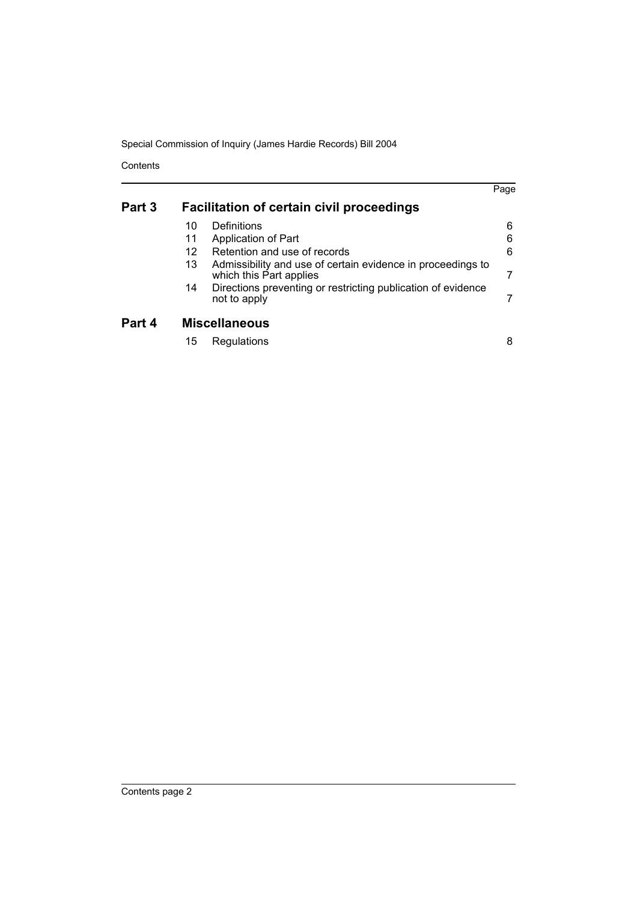| | | | Page |
|---|---|---|---|
| **Part 3** | **Facilitation of certain civil proceedings** | | |
| | 10 | Definitions | 6 |
| | 11 | Application of Part | 6 |
| | 12 | Retention and use of records | 6 |
| | 13 | Admissibility and use of certain evidence in proceedings to which this Part applies | 7 |
| | 14 | Directions preventing or restricting publication of evidence not to apply | 7 |
| **Part 4** | **Miscellaneous** | | |
| | 15 | Regulations | 8 |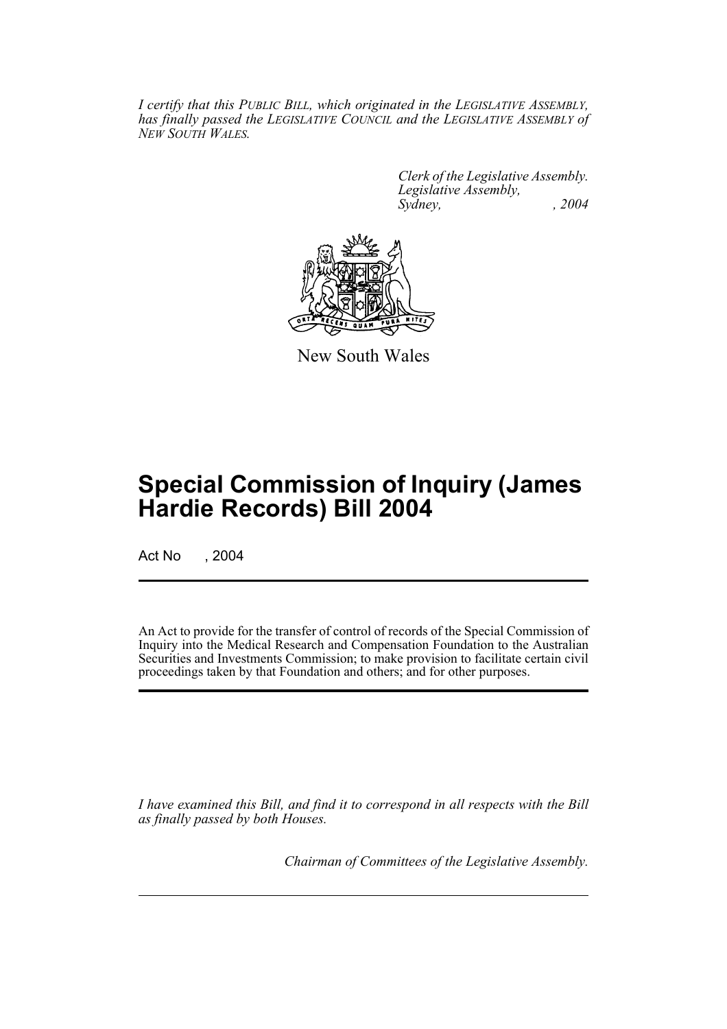*I certify that this PUBLIC BILL, which originated in the LEGISLATIVE ASSEMBLY, has finally passed the LEGISLATIVE COUNCIL and the LEGISLATIVE ASSEMBLY of NEW SOUTH WALES.*

*Clerk of the Legislative Assembly.*
*Legislative Assembly,*
*Sydney, , 2004*

New South Wales

# Special Commission of Inquiry (James Hardie Records) Bill 2004

Act No , 2004

An Act to provide for the transfer of control of records of the Special Commission of Inquiry into the Medical Research and Compensation Foundation to the Australian Securities and Investments Commission; to make provision to facilitate certain civil proceedings taken by that Foundation and others; and for other purposes.

*I have examined this Bill, and find it to correspond in all respects with the Bill as finally passed by both Houses.*

*Chairman of Committees of the Legislative Assembly.*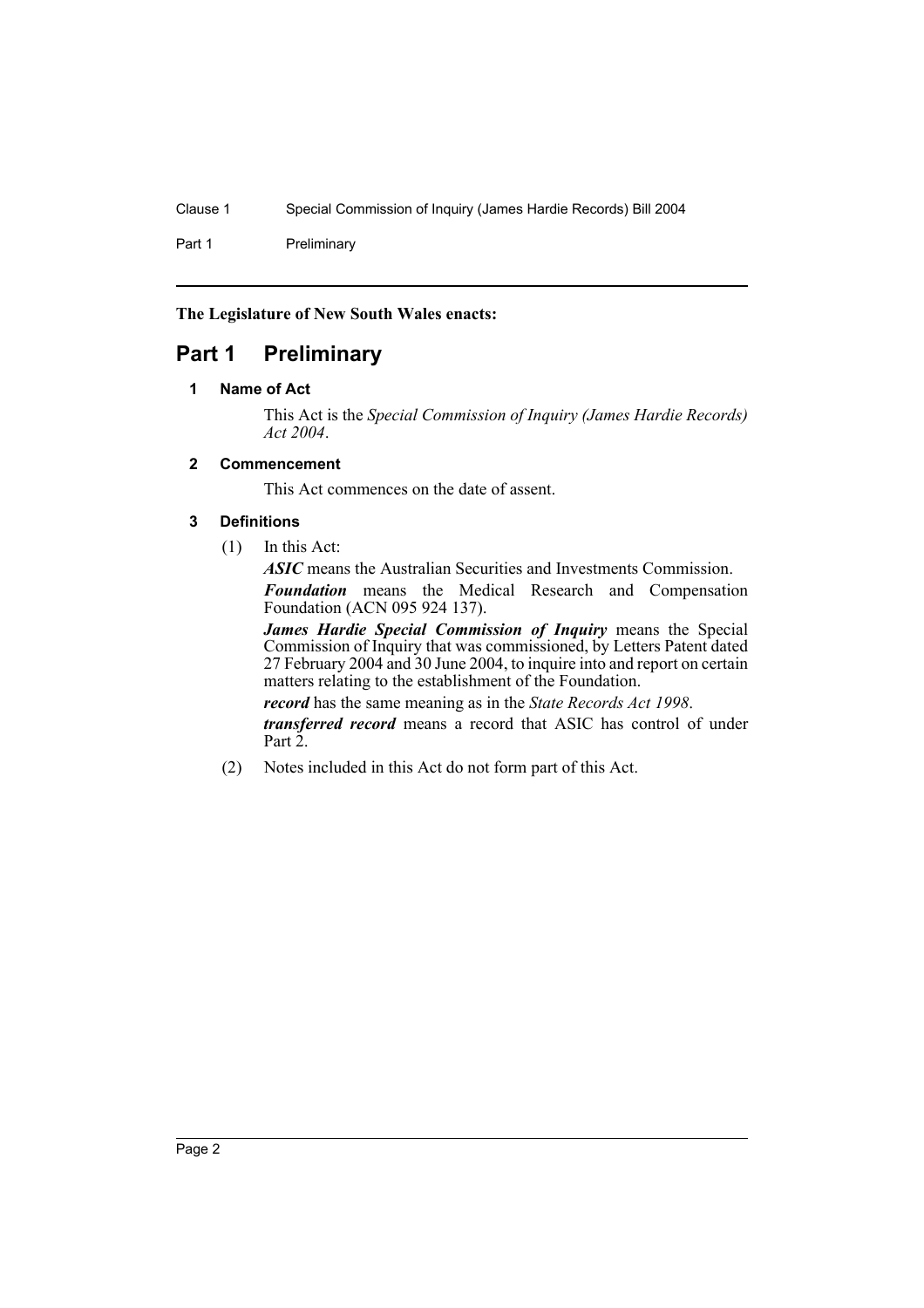**The Legislature of New South Wales enacts:**

# Part 1 Preliminary

## 1 Name of Act

This Act is the *Special Commission of Inquiry (James Hardie Records) Act 2004*.

## 2 Commencement

This Act commences on the date of assent.

## 3 Definitions

(1) In this Act:

***ASIC*** means the Australian Securities and Investments Commission.

***Foundation*** means the Medical Research and Compensation Foundation (ACN 095 924 137).

***James Hardie Special Commission of Inquiry*** means the Special Commission of Inquiry that was commissioned, by Letters Patent dated 27 February 2004 and 30 June 2004, to inquire into and report on certain matters relating to the establishment of the Foundation.

***record*** has the same meaning as in the *State Records Act 1998*.

***transferred record*** means a record that ASIC has control of under Part 2.

(2) Notes included in this Act do not form part of this Act.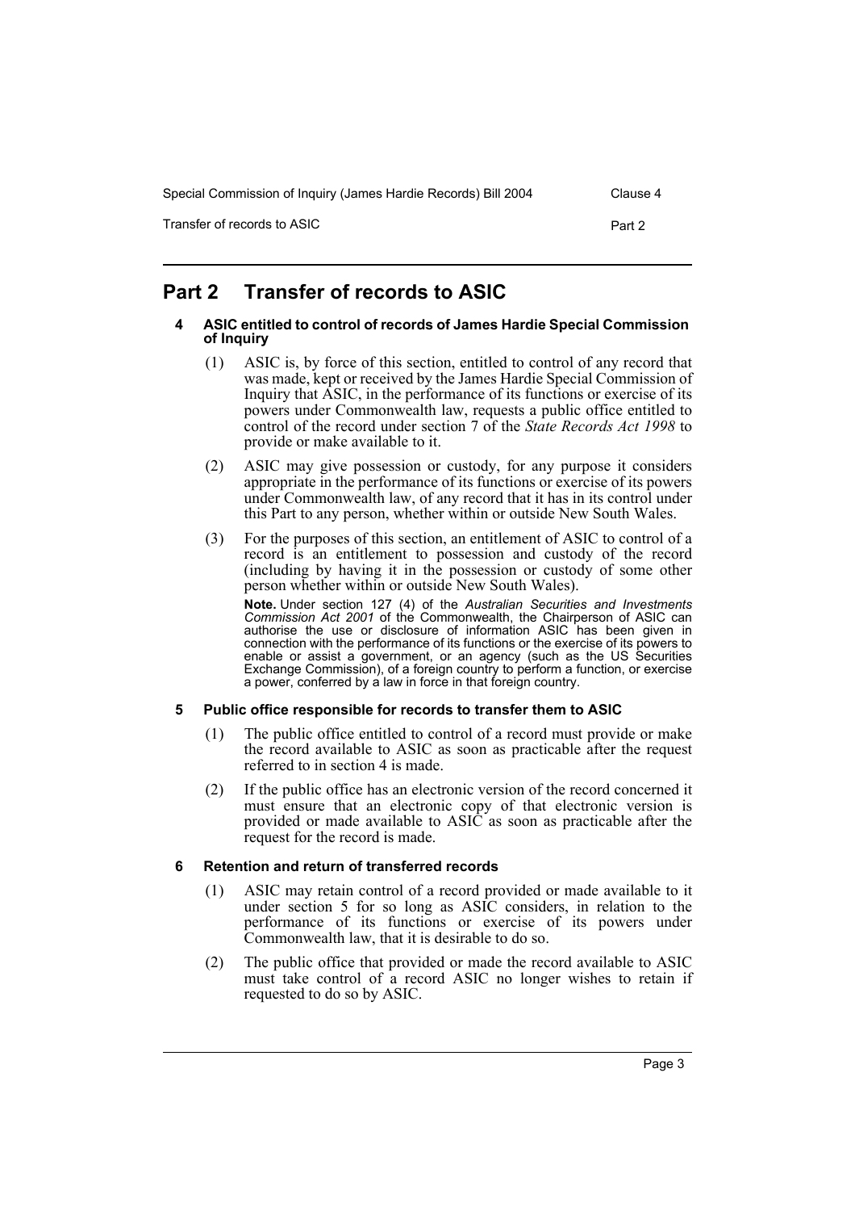## Part 2 Transfer of records to ASIC

### 4 ASIC entitled to control of records of James Hardie Special Commission of Inquiry

(1) ASIC is, by force of this section, entitled to control of any record that was made, kept or received by the James Hardie Special Commission of Inquiry that ASIC, in the performance of its functions or exercise of its powers under Commonwealth law, requests a public office entitled to control of the record under section 7 of the *State Records Act 1998* to provide or make available to it.

(2) ASIC may give possession or custody, for any purpose it considers appropriate in the performance of its functions or exercise of its powers under Commonwealth law, of any record that it has in its control under this Part to any person, whether within or outside New South Wales.

(3) For the purposes of this section, an entitlement of ASIC to control of a record is an entitlement to possession and custody of the record (including by having it in the possession or custody of some other person whether within or outside New South Wales).

**Note.** Under section 127 (4) of the *Australian Securities and Investments Commission Act 2001* of the Commonwealth, the Chairperson of ASIC can authorise the use or disclosure of information ASIC has been given in connection with the performance of its functions or the exercise of its powers to enable or assist a government, or an agency (such as the US Securities Exchange Commission), of a foreign country to perform a function, or exercise a power, conferred by a law in force in that foreign country.

### 5 Public office responsible for records to transfer them to ASIC

(1) The public office entitled to control of a record must provide or make the record available to ASIC as soon as practicable after the request referred to in section 4 is made.

(2) If the public office has an electronic version of the record concerned it must ensure that an electronic copy of that electronic version is provided or made available to ASIC as soon as practicable after the request for the record is made.

### 6 Retention and return of transferred records

(1) ASIC may retain control of a record provided or made available to it under section 5 for so long as ASIC considers, in relation to the performance of its functions or exercise of its powers under Commonwealth law, that it is desirable to do so.

(2) The public office that provided or made the record available to ASIC must take control of a record ASIC no longer wishes to retain if requested to do so by ASIC.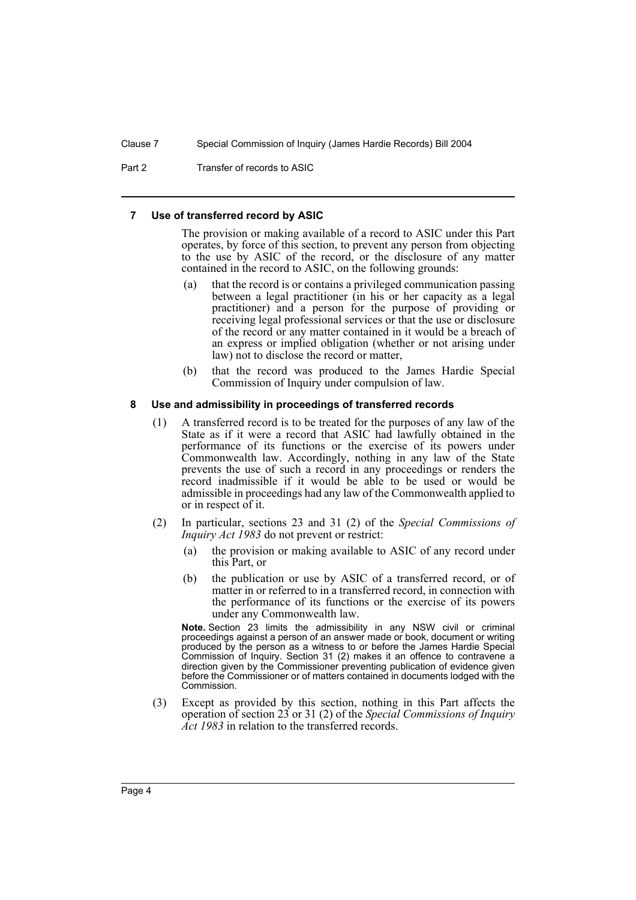### 7 Use of transferred record by ASIC

The provision or making available of a record to ASIC under this Part operates, by force of this section, to prevent any person from objecting to the use by ASIC of the record, or the disclosure of any matter contained in the record to ASIC, on the following grounds:

(a) that the record is or contains a privileged communication passing between a legal practitioner (in his or her capacity as a legal practitioner) and a person for the purpose of providing or receiving legal professional services or that the use or disclosure of the record or any matter contained in it would be a breach of an express or implied obligation (whether or not arising under law) not to disclose the record or matter,

(b) that the record was produced to the James Hardie Special Commission of Inquiry under compulsion of law.

### 8 Use and admissibility in proceedings of transferred records

(1) A transferred record is to be treated for the purposes of any law of the State as if it were a record that ASIC had lawfully obtained in the performance of its functions or the exercise of its powers under Commonwealth law. Accordingly, nothing in any law of the State prevents the use of such a record in any proceedings or renders the record inadmissible if it would be able to be used or would be admissible in proceedings had any law of the Commonwealth applied to or in respect of it.

(2) In particular, sections 23 and 31 (2) of the *Special Commissions of Inquiry Act 1983* do not prevent or restrict:

(a) the provision or making available to ASIC of any record under this Part, or

(b) the publication or use by ASIC of a transferred record, or of matter in or referred to in a transferred record, in connection with the performance of its functions or the exercise of its powers under any Commonwealth law.

**Note.** Section 23 limits the admissibility in any NSW civil or criminal proceedings against a person of an answer made or book, document or writing produced by the person as a witness to or before the James Hardie Special Commission of Inquiry. Section 31 (2) makes it an offence to contravene a direction given by the Commissioner preventing publication of evidence given before the Commissioner or of matters contained in documents lodged with the Commission.

(3) Except as provided by this section, nothing in this Part affects the operation of section 23 or 31 (2) of the *Special Commissions of Inquiry Act 1983* in relation to the transferred records.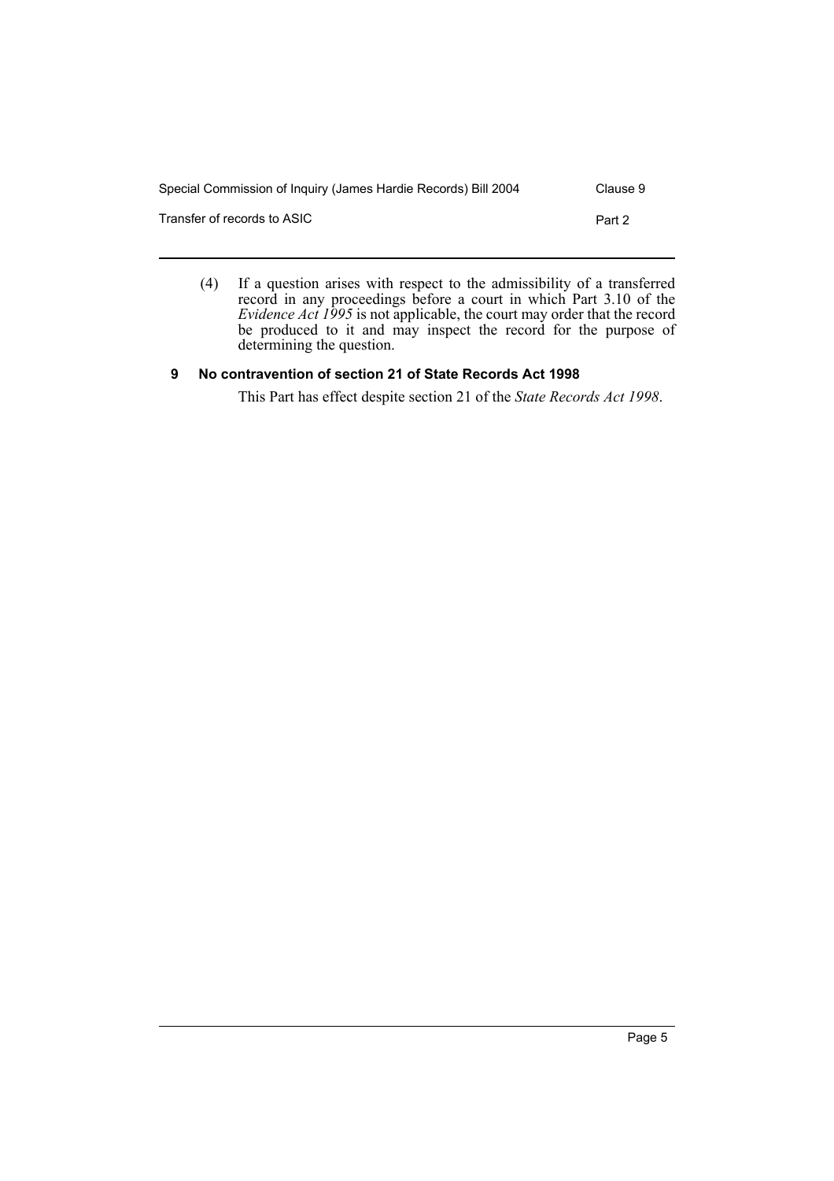(4) If a question arises with respect to the admissibility of a transferred record in any proceedings before a court in which Part 3.10 of the *Evidence Act 1995* is not applicable, the court may order that the record be produced to it and may inspect the record for the purpose of determining the question.

### 9 No contravention of section 21 of State Records Act 1998

This Part has effect despite section 21 of the *State Records Act 1998*.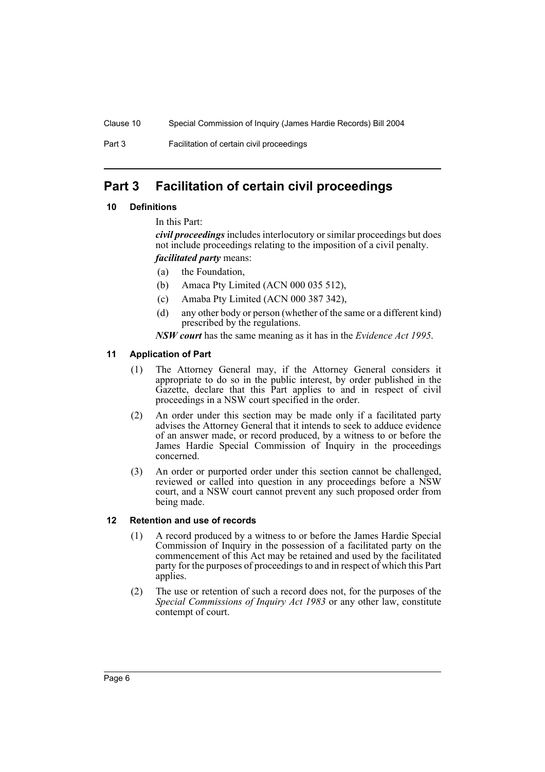# Part 3 Facilitation of certain civil proceedings

## 10 Definitions

In this Part:

***civil proceedings*** includes interlocutory or similar proceedings but does not include proceedings relating to the imposition of a civil penalty.

***facilitated party*** means:

(a) the Foundation,

(b) Amaca Pty Limited (ACN 000 035 512),

(c) Amaba Pty Limited (ACN 000 387 342),

(d) any other body or person (whether of the same or a different kind) prescribed by the regulations.

***NSW court*** has the same meaning as it has in the *Evidence Act 1995*.

## 11 Application of Part

(1) The Attorney General may, if the Attorney General considers it appropriate to do so in the public interest, by order published in the Gazette, declare that this Part applies to and in respect of civil proceedings in a NSW court specified in the order.

(2) An order under this section may be made only if a facilitated party advises the Attorney General that it intends to seek to adduce evidence of an answer made, or record produced, by a witness to or before the James Hardie Special Commission of Inquiry in the proceedings concerned.

(3) An order or purported order under this section cannot be challenged, reviewed or called into question in any proceedings before a NSW court, and a NSW court cannot prevent any such proposed order from being made.

## 12 Retention and use of records

(1) A record produced by a witness to or before the James Hardie Special Commission of Inquiry in the possession of a facilitated party on the commencement of this Act may be retained and used by the facilitated party for the purposes of proceedings to and in respect of which this Part applies.

(2) The use or retention of such a record does not, for the purposes of the *Special Commissions of Inquiry Act 1983* or any other law, constitute contempt of court.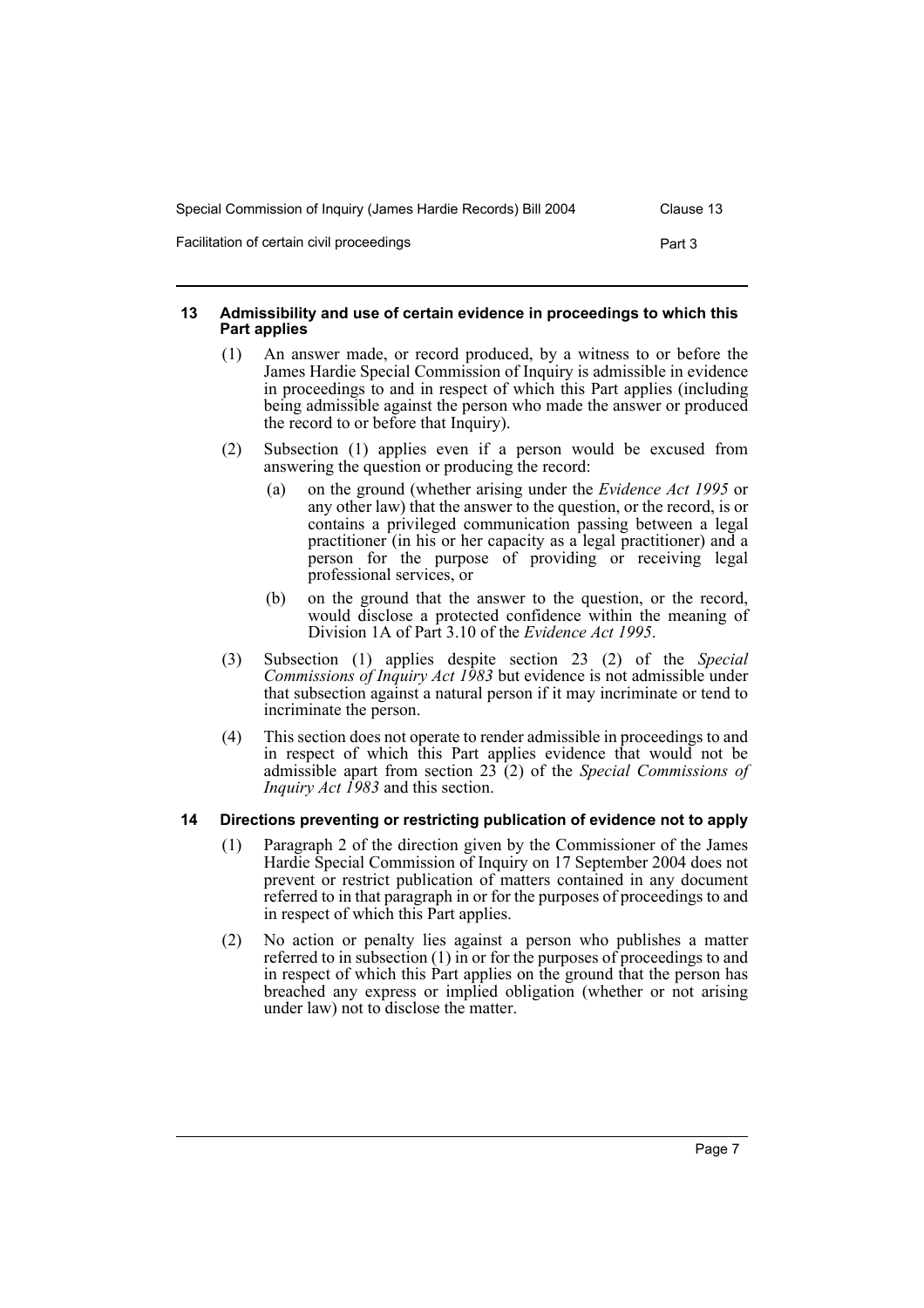### 13 Admissibility and use of certain evidence in proceedings to which this Part applies

(1) An answer made, or record produced, by a witness to or before the James Hardie Special Commission of Inquiry is admissible in evidence in proceedings to and in respect of which this Part applies (including being admissible against the person who made the answer or produced the record to or before that Inquiry).

(2) Subsection (1) applies even if a person would be excused from answering the question or producing the record:

(a) on the ground (whether arising under the *Evidence Act 1995* or any other law) that the answer to the question, or the record, is or contains a privileged communication passing between a legal practitioner (in his or her capacity as a legal practitioner) and a person for the purpose of providing or receiving legal professional services, or

(b) on the ground that the answer to the question, or the record, would disclose a protected confidence within the meaning of Division 1A of Part 3.10 of the *Evidence Act 1995*.

(3) Subsection (1) applies despite section 23 (2) of the *Special Commissions of Inquiry Act 1983* but evidence is not admissible under that subsection against a natural person if it may incriminate or tend to incriminate the person.

(4) This section does not operate to render admissible in proceedings to and in respect of which this Part applies evidence that would not be admissible apart from section 23 (2) of the *Special Commissions of Inquiry Act 1983* and this section.

### 14 Directions preventing or restricting publication of evidence not to apply

(1) Paragraph 2 of the direction given by the Commissioner of the James Hardie Special Commission of Inquiry on 17 September 2004 does not prevent or restrict publication of matters contained in any document referred to in that paragraph in or for the purposes of proceedings to and in respect of which this Part applies.

(2) No action or penalty lies against a person who publishes a matter referred to in subsection (1) in or for the purposes of proceedings to and in respect of which this Part applies on the ground that the person has breached any express or implied obligation (whether or not arising under law) not to disclose the matter.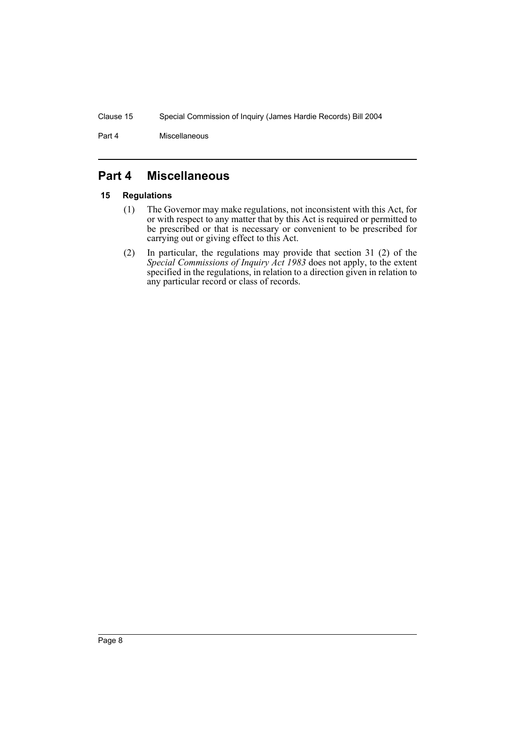## Part 4 Miscellaneous

### 15 Regulations

(1) The Governor may make regulations, not inconsistent with this Act, for or with respect to any matter that by this Act is required or permitted to be prescribed or that is necessary or convenient to be prescribed for carrying out or giving effect to this Act.

(2) In particular, the regulations may provide that section 31 (2) of the *Special Commissions of Inquiry Act 1983* does not apply, to the extent specified in the regulations, in relation to a direction given in relation to any particular record or class of records.